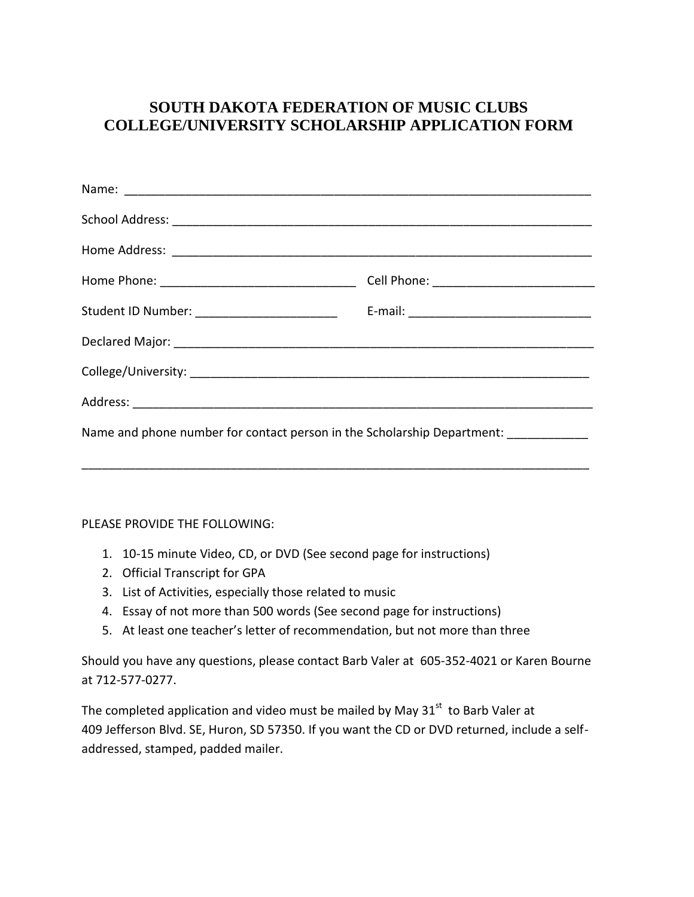# SOUTH DAKOTA FEDERATION OF MUSIC CLUBS
# COLLEGE/UNIVERSITY SCHOLARSHIP APPLICATION FORM

Name: ___________________________________________________________________________

School Address: ___________________________________________________________________

Home Address: ____________________________________________________________________

Home Phone: _____________________________ Cell Phone: ________________________

Student ID Number: _____________________ E-mail: ___________________________

Declared Major: ___________________________________________________________________

College/University: ______________________________________________________________

Address: _________________________________________________________________________

Name and phone number for contact person in the Scholarship Department: ____________

_________________________________________________________________________________

PLEASE PROVIDE THE FOLLOWING:

1. 10-15 minute Video, CD, or DVD (See second page for instructions)
2. Official Transcript for GPA
3. List of Activities, especially those related to music
4. Essay of not more than 500 words (See second page for instructions)
5. At least one teacher's letter of recommendation, but not more than three

Should you have any questions, please contact Barb Valer at 605-352-4021 or Karen Bourne at 712-577-0277.

The completed application and video must be mailed by May 31st to Barb Valer at 409 Jefferson Blvd. SE, Huron, SD 57350. If you want the CD or DVD returned, include a self-addressed, stamped, padded mailer.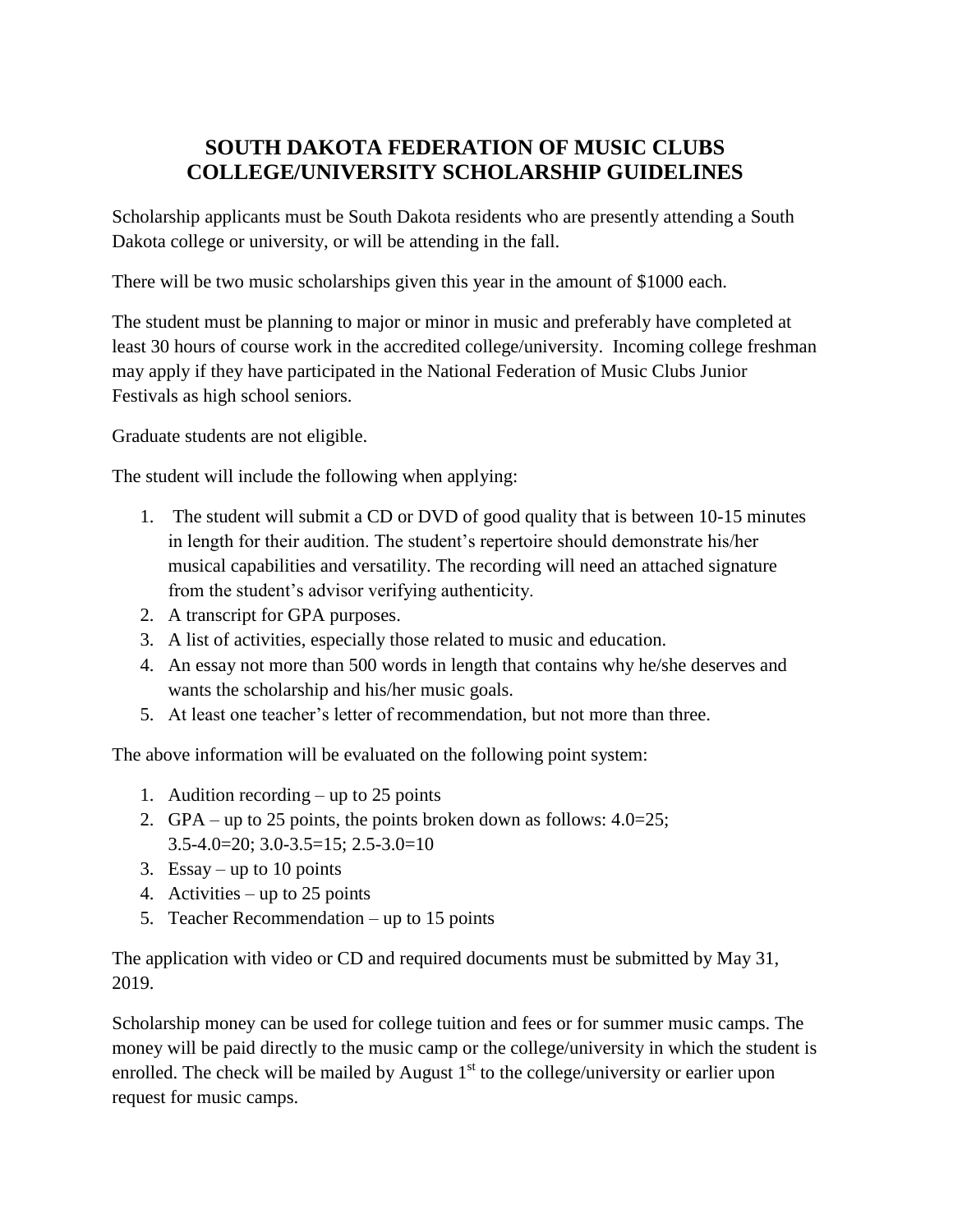# SOUTH DAKOTA FEDERATION OF MUSIC CLUBS
# COLLEGE/UNIVERSITY SCHOLARSHIP GUIDELINES

Scholarship applicants must be South Dakota residents who are presently attending a South Dakota college or university, or will be attending in the fall.

There will be two music scholarships given this year in the amount of $1000 each.

The student must be planning to major or minor in music and preferably have completed at least 30 hours of course work in the accredited college/university. Incoming college freshman may apply if they have participated in the National Federation of Music Clubs Junior Festivals as high school seniors.

Graduate students are not eligible.

The student will include the following when applying:

1. The student will submit a CD or DVD of good quality that is between 10-15 minutes in length for their audition. The student's repertoire should demonstrate his/her musical capabilities and versatility. The recording will need an attached signature from the student's advisor verifying authenticity.
2. A transcript for GPA purposes.
3. A list of activities, especially those related to music and education.
4. An essay not more than 500 words in length that contains why he/she deserves and wants the scholarship and his/her music goals.
5. At least one teacher's letter of recommendation, but not more than three.

The above information will be evaluated on the following point system:

1. Audition recording – up to 25 points
2. GPA – up to 25 points, the points broken down as follows: 4.0=25; 3.5-4.0=20; 3.0-3.5=15; 2.5-3.0=10
3. Essay – up to 10 points
4. Activities – up to 25 points
5. Teacher Recommendation – up to 15 points

The application with video or CD and required documents must be submitted by May 31, 2019.

Scholarship money can be used for college tuition and fees or for summer music camps. The money will be paid directly to the music camp or the college/university in which the student is enrolled. The check will be mailed by August 1st to the college/university or earlier upon request for music camps.